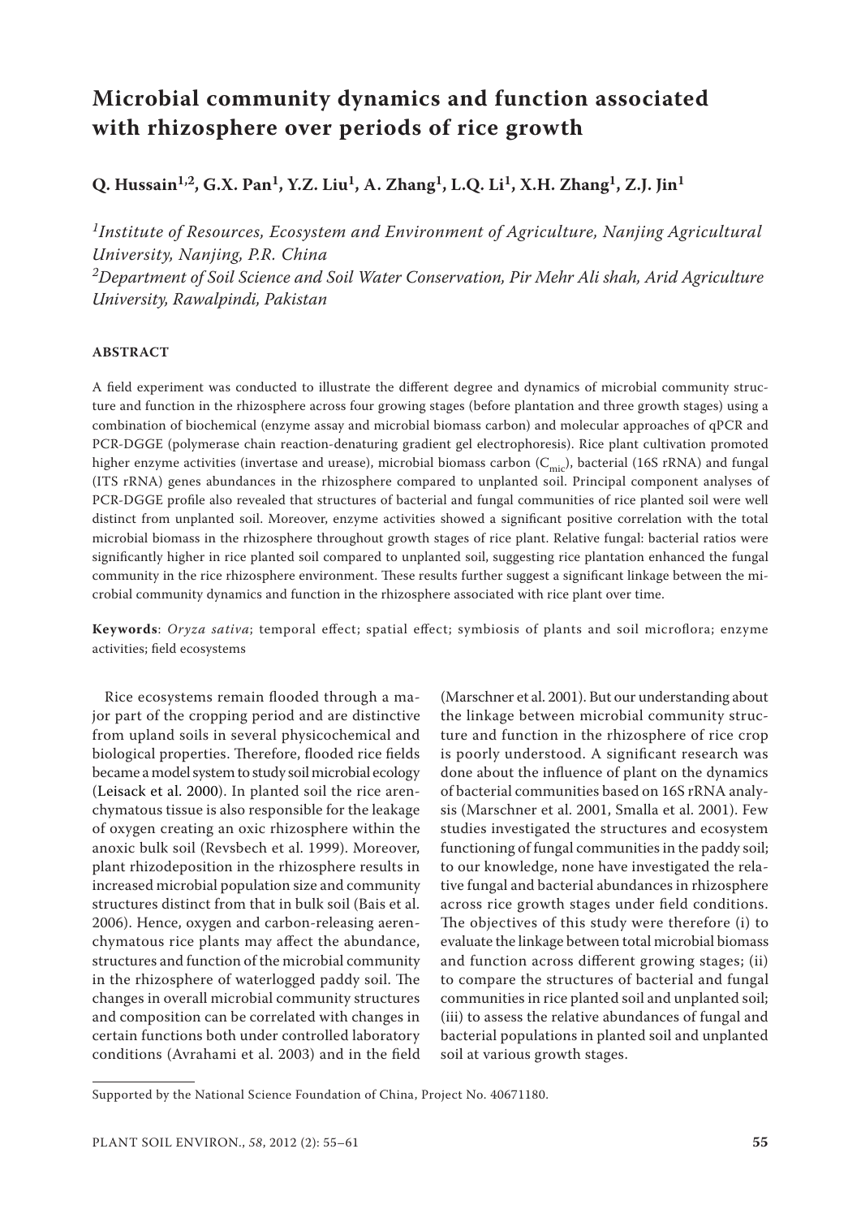# Microbial community dynamics and function associated with rhizosphere over periods of rice growth

**Q. Hussain[1,2], G.X. Pan[1], Y.Z. Liu[1], A. Zhang[1], L.Q. Li[1], X.H. Zhang[1], Z.J. Jin[1]**

*[1]Institute of Resources, Ecosystem and Environment of Agriculture, Nanjing Agricultural University, Nanjing, P.R. China*
*[2]Department of Soil Science and Soil Water Conservation, Pir Mehr Ali shah, Arid Agriculture University, Rawalpindi, Pakistan*

## ABSTRACT

A field experiment was conducted to illustrate the different degree and dynamics of microbial community structure and function in the rhizosphere across four growing stages (before plantation and three growth stages) using a combination of biochemical (enzyme assay and microbial biomass carbon) and molecular approaches of qPCR and PCR-DGGE (polymerase chain reaction-denaturing gradient gel electrophoresis). Rice plant cultivation promoted higher enzyme activities (invertase and urease), microbial biomass carbon ($C_{mic}$), bacterial (16S rRNA) and fungal (ITS rRNA) genes abundances in the rhizosphere compared to unplanted soil. Principal component analyses of PCR-DGGE profile also revealed that structures of bacterial and fungal communities of rice planted soil were well distinct from unplanted soil. Moreover, enzyme activities showed a significant positive correlation with the total microbial biomass in the rhizosphere throughout growth stages of rice plant. Relative fungal: bacterial ratios were significantly higher in rice planted soil compared to unplanted soil, suggesting rice plantation enhanced the fungal community in the rice rhizosphere environment. These results further suggest a significant linkage between the microbial community dynamics and function in the rhizosphere associated with rice plant over time.

**Keywords**: *Oryza sativa*; temporal effect; spatial effect; symbiosis of plants and soil microflora; enzyme activities; field ecosystems

Rice ecosystems remain flooded through a major part of the cropping period and are distinctive from upland soils in several physicochemical and biological properties. Therefore, flooded rice fields became a model system to study soil microbial ecology (Leisack et al. 2000). In planted soil the rice arenchymatous tissue is also responsible for the leakage of oxygen creating an oxic rhizosphere within the anoxic bulk soil (Revsbech et al. 1999). Moreover, plant rhizodeposition in the rhizosphere results in increased microbial population size and community structures distinct from that in bulk soil (Bais et al. 2006). Hence, oxygen and carbon-releasing aerenchymatous rice plants may affect the abundance, structures and function of the microbial community in the rhizosphere of waterlogged paddy soil. The changes in overall microbial community structures and composition can be correlated with changes in certain functions both under controlled laboratory conditions (Avrahami et al. 2003) and in the field (Marschner et al. 2001). But our understanding about the linkage between microbial community structure and function in the rhizosphere of rice crop is poorly understood. A significant research was done about the influence of plant on the dynamics of bacterial communities based on 16S rRNA analysis (Marschner et al. 2001, Smalla et al. 2001). Few studies investigated the structures and ecosystem functioning of fungal communities in the paddy soil; to our knowledge, none have investigated the relative fungal and bacterial abundances in rhizosphere across rice growth stages under field conditions. The objectives of this study were therefore (i) to evaluate the linkage between total microbial biomass and function across different growing stages; (ii) to compare the structures of bacterial and fungal communities in rice planted soil and unplanted soil; (iii) to assess the relative abundances of fungal and bacterial populations in planted soil and unplanted soil at various growth stages.

Supported by the National Science Foundation of China, Project No. 40671180.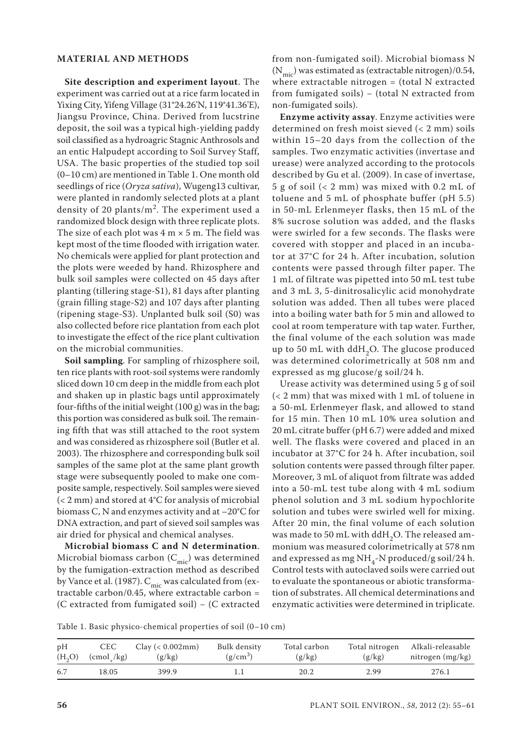## MATERIAL AND METHODS

**Site description and experiment layout**. The experiment was carried out at a rice farm located in Yixing City, Yifeng Village (31°24.26'N, 119°41.36'E), Jiangsu Province, China. Derived from lucstrine deposit, the soil was a typical high-yielding paddy soil classified as a hydroagric Stagnic Anthrosols and an entic Halpudept according to Soil Survey Staff, USA. The basic properties of the studied top soil (0–10 cm) are mentioned in Table 1. One month old seedlings of rice (*Oryza sativa*), Wugeng13 cultivar, were planted in randomly selected plots at a plant density of 20 plants/$m^2$. The experiment used a randomized block design with three replicate plots. The size of each plot was 4 m × 5 m. The field was kept most of the time flooded with irrigation water. No chemicals were applied for plant protection and the plots were weeded by hand. Rhizosphere and bulk soil samples were collected on 45 days after planting (tillering stage-S1), 81 days after planting (grain filling stage-S2) and 107 days after planting (ripening stage-S3). Unplanted bulk soil (S0) was also collected before rice plantation from each plot to investigate the effect of the rice plant cultivation on the microbial communities.

**Soil sampling**. For sampling of rhizosphere soil, ten rice plants with root-soil systems were randomly sliced down 10 cm deep in the middle from each plot and shaken up in plastic bags until approximately four-fifths of the initial weight (100 g) was in the bag; this portion was considered as bulk soil. The remaining fifth that was still attached to the root system and was considered as rhizosphere soil (Butler et al. 2003). The rhizosphere and corresponding bulk soil samples of the same plot at the same plant growth stage were subsequently pooled to make one composite sample, respectively. Soil samples were sieved (< 2 mm) and stored at 4°C for analysis of microbial biomass C, N and enzymes activity and at –20°C for DNA extraction, and part of sieved soil samples was air dried for physical and chemical analyses.

**Microbial biomass C and N determination**. Microbial biomass carbon ($C_{mic}$) was determined by the fumigation-extraction method as described by Vance et al. (1987). $C_{mic}$ was calculated from (extractable carbon/0.45, where extractable carbon = (C extracted from fumigated soil) – (C extracted from non-fumigated soil). Microbial biomass N ($N_{mic}$) was estimated as (extractable nitrogen)/0.54, where extractable nitrogen = (total N extracted from fumigated soils) – (total N extracted from non-fumigated soils).

**Enzyme activity assay**. Enzyme activities were determined on fresh moist sieved (< 2 mm) soils within 15–20 days from the collection of the samples. Two enzymatic activities (invertase and urease) were analyzed according to the protocols described by Gu et al. (2009). In case of invertase, 5 g of soil (< 2 mm) was mixed with 0.2 mL of toluene and 5 mL of phosphate buffer (pH 5.5) in 50-mL Erlenmeyer flasks, then 15 mL of the 8% sucrose solution was added, and the flasks were swirled for a few seconds. The flasks were covered with stopper and placed in an incubator at 37°C for 24 h. After incubation, solution contents were passed through filter paper. The 1 mL of filtrate was pipetted into 50 mL test tube and 3 mL 3, 5-dinitrosalicylic acid monohydrate solution was added. Then all tubes were placed into a boiling water bath for 5 min and allowed to cool at room temperature with tap water. Further, the final volume of the each solution was made up to 50 mL with dd$H_2O$. The glucose produced was determined colorimetrically at 508 nm and expressed as mg glucose/g soil/24 h.

Urease activity was determined using 5 g of soil (< 2 mm) that was mixed with 1 mL of toluene in a 50-mL Erlenmeyer flask, and allowed to stand for 15 min. Then 10 mL 10% urea solution and 20 mL citrate buffer (pH 6.7) were added and mixed well. The flasks were covered and placed in an incubator at 37°C for 24 h. After incubation, soil solution contents were passed through filter paper. Moreover, 3 mL of aliquot from filtrate was added into a 50-mL test tube along with 4 mL sodium phenol solution and 3 mL sodium hypochlorite solution and tubes were swirled well for mixing. After 20 min, the final volume of each solution was made to 50 mL with dd$H_2O$. The released ammonium was measured colorimetrically at 578 nm and expressed as mg $NH_4$-N produced/g soil/24 h. Control tests with autoclaved soils were carried out to evaluate the spontaneous or abiotic transformation of substrates. All chemical determinations and enzymatic activities were determined in triplicate.

Table 1. Basic physico-chemical properties of soil (0–10 cm)

| pH ($H_2O$) | CEC ($cmol_+$/kg) | Clay (< 0.002mm) (g/kg) | Bulk density (g/$cm^3$) | Total carbon (g/kg) | Total nitrogen (g/kg) | Alkali-releasable nitrogen (mg/kg) |
|---|---|---|---|---|---|---|
| 6.7 | 18.05 | 399.9 | 1.1 | 20.2 | 2.99 | 276.1 |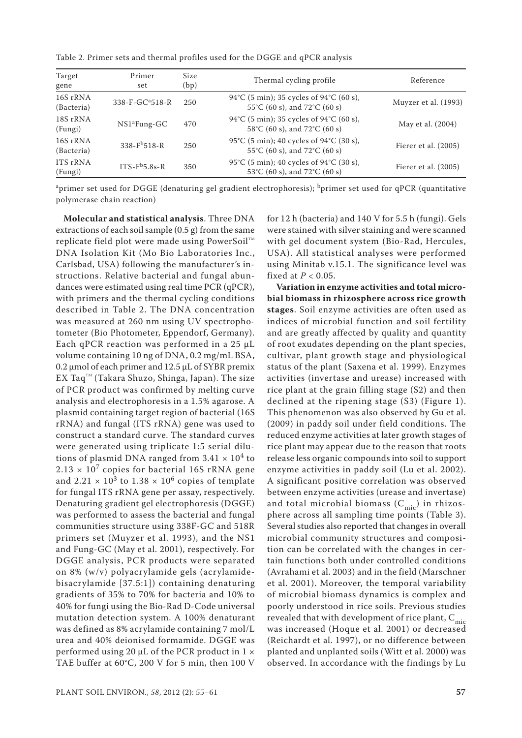Table 2. Primer sets and thermal profiles used for the DGGE and qPCR analysis

| Target gene | Primer set | Size (bp) | Thermal cycling profile | Reference |
|---|---|---|---|---|
| 16S rRNA (Bacteria) | 338-F-GC[a]518-R | 250 | 94°C (5 min); 35 cycles of 94°C (60 s), 55°C (60 s), and 72°C (60 s) | Muyzer et al. (1993) |
| 18S rRNA (Fungi) | NS1[a]Fung-GC | 470 | 94°C (5 min); 35 cycles of 94°C (60 s), 58°C (60 s), and 72°C (60 s) | May et al. (2004) |
| 16S rRNA (Bacteria) | 338-F[b]518-R | 250 | 95°C (5 min); 40 cycles of 94°C (30 s), 55°C (60 s), and 72°C (60 s) | Fierer et al. (2005) |
| ITS rRNA (Fungi) | ITS-F[b]5.8s-R | 350 | 95°C (5 min); 40 cycles of 94°C (30 s), 53°C (60 s), and 72°C (60 s) | Fierer et al. (2005) |

[a]primer set used for DGGE (denaturing gel gradient electrophoresis); [b]primer set used for qPCR (quantitative polymerase chain reaction)

**Molecular and statistical analysis**. Three DNA extractions of each soil sample (0.5 g) from the same replicate field plot were made using PowerSoil™ DNA Isolation Kit (Mo Bio Laboratories Inc., Carlsbad, USA) following the manufacturer's instructions. Relative bacterial and fungal abundances were estimated using real time PCR (qPCR), with primers and the thermal cycling conditions described in Table 2. The DNA concentration was measured at 260 nm using UV spectrophotometer (Bio Photometer, Eppendorf, Germany). Each qPCR reaction was performed in a 25 μL volume containing 10 ng of DNA, 0.2 mg/mL BSA, 0.2 μmol of each primer and 12.5 μL of SYBR premix EX Taq™ (Takara Shuzo, Shinga, Japan). The size of PCR product was confirmed by melting curve analysis and electrophoresis in a 1.5% agarose. A plasmid containing target region of bacterial (16S rRNA) and fungal (ITS rRNA) gene was used to construct a standard curve. The standard curves were generated using triplicate 1:5 serial dilutions of plasmid DNA ranged from $3.41 \times 10^4$ to $2.13 \times 10^7$ copies for bacterial 16S rRNA gene and $2.21 \times 10^3$ to $1.38 \times 10^6$ copies of template for fungal ITS rRNA gene per assay, respectively. Denaturing gradient gel electrophoresis (DGGE) was performed to assess the bacterial and fungal communities structure using 338F-GC and 518R primers set (Muyzer et al. 1993), and the NS1 and Fung-GC (May et al. 2001), respectively. For DGGE analysis, PCR products were separated on 8% (w/v) polyacrylamide gels (acrylamide-bisacrylamide [37.5:1]) containing denaturing gradients of 35% to 70% for bacteria and 10% to 40% for fungi using the Bio-Rad D-Code universal mutation detection system. A 100% denaturant was defined as 8% acrylamide containing 7 mol/L urea and 40% deionised formamide. DGGE was performed using 20 μL of the PCR product in 1 × TAE buffer at 60°C, 200 V for 5 min, then 100 V for 12 h (bacteria) and 140 V for 5.5 h (fungi). Gels were stained with silver staining and were scanned with gel document system (Bio-Rad, Hercules, USA). All statistical analyses were performed using Minitab v.15.1. The significance level was fixed at $P < 0.05$.

**Variation in enzyme activities and total microbial biomass in rhizosphere across rice growth stages**. Soil enzyme activities are often used as indices of microbial function and soil fertility and are greatly affected by quality and quantity of root exudates depending on the plant species, cultivar, plant growth stage and physiological status of the plant (Saxena et al. 1999). Enzymes activities (invertase and urease) increased with rice plant at the grain filling stage (S2) and then declined at the ripening stage (S3) (Figure 1). This phenomenon was also observed by Gu et al. (2009) in paddy soil under field conditions. The reduced enzyme activities at later growth stages of rice plant may appear due to the reason that roots release less organic compounds into soil to support enzyme activities in paddy soil (Lu et al. 2002). A significant positive correlation was observed between enzyme activities (urease and invertase) and total microbial biomass ($C_{mic}$) in rhizosphere across all sampling time points (Table 3). Several studies also reported that changes in overall microbial community structures and composition can be correlated with the changes in certain functions both under controlled conditions (Avrahami et al. 2003) and in the field (Marschner et al. 2001). Moreover, the temporal variability of microbial biomass dynamics is complex and poorly understood in rice soils. Previous studies revealed that with development of rice plant, $C_{mic}$ was increased (Hoque et al. 2001) or decreased (Reichardt et al. 1997), or no difference between planted and unplanted soils (Witt et al. 2000) was observed. In accordance with the findings by Lu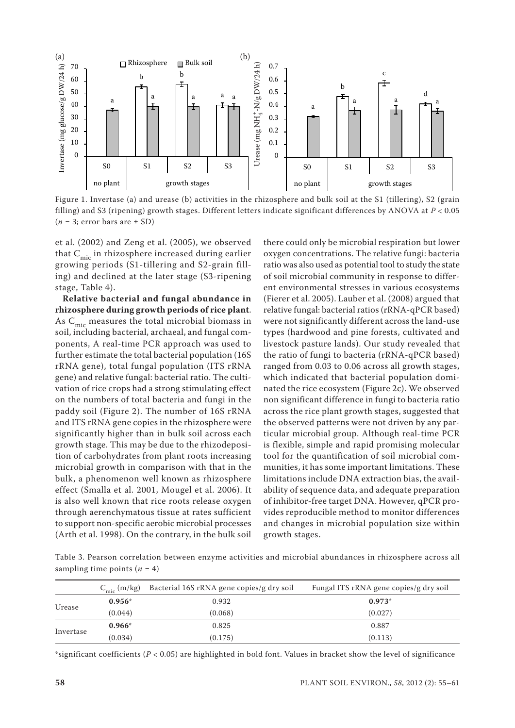Figure 1. Invertase (a) and urease (b) activities in the rhizosphere and bulk soil at the S1 (tillering), S2 (grain filling) and S3 (ripening) growth stages. Different letters indicate significant differences by ANOVA at $P < 0.05$ ($n = 3$; error bars are ± SD)

et al. (2002) and Zeng et al. (2005), we observed that $C_{mic}$ in rhizosphere increased during earlier growing periods (S1-tillering and S2-grain filling) and declined at the later stage (S3-ripening stage, Table 4).

**Relative bacterial and fungal abundance in rhizosphere during growth periods of rice plant**. As $C_{mic}$ measures the total microbial biomass in soil, including bacterial, archaeal, and fungal components, A real-time PCR approach was used to further estimate the total bacterial population (16S rRNA gene), total fungal population (ITS rRNA gene) and relative fungal: bacterial ratio. The cultivation of rice crops had a strong stimulating effect on the numbers of total bacteria and fungi in the paddy soil (Figure 2). The number of 16S rRNA and ITS rRNA gene copies in the rhizosphere were significantly higher than in bulk soil across each growth stage. This may be due to the rhizodeposition of carbohydrates from plant roots increasing microbial growth in comparison with that in the bulk, a phenomenon well known as rhizosphere effect (Smalla et al. 2001, Mougel et al. 2006). It is also well known that rice roots release oxygen through aerenchymatous tissue at rates sufficient to support non-specific aerobic microbial processes (Arth et al. 1998). On the contrary, in the bulk soil there could only be microbial respiration but lower oxygen concentrations. The relative fungi: bacteria ratio was also used as potential tool to study the state of soil microbial community in response to different environmental stresses in various ecosystems (Fierer et al. 2005). Lauber et al. (2008) argued that relative fungal: bacterial ratios (rRNA-qPCR based) were not significantly different across the land-use types (hardwood and pine forests, cultivated and livestock pasture lands). Our study revealed that the ratio of fungi to bacteria (rRNA-qPCR based) ranged from 0.03 to 0.06 across all growth stages, which indicated that bacterial population dominated the rice ecosystem (Figure 2c). We observed non significant difference in fungi to bacteria ratio across the rice plant growth stages, suggested that the observed patterns were not driven by any particular microbial group. Although real-time PCR is flexible, simple and rapid promising molecular tool for the quantification of soil microbial communities, it has some important limitations. These limitations include DNA extraction bias, the availability of sequence data, and adequate preparation of inhibitor-free target DNA. However, qPCR provides reproducible method to monitor differences and changes in microbial population size within growth stages.

Table 3. Pearson correlation between enzyme activities and microbial abundances in rhizosphere across all sampling time points ($n = 4$)

| | $C_{mic}$ (m/kg) | Bacterial 16S rRNA gene copies/g dry soil | Fungal ITS rRNA gene copies/g dry soil |
|---|---|---|---|
| Urease | **0.956*** | 0.932 | **0.973*** |
| | (0.044) | (0.068) | (0.027) |
| Invertase | **0.966*** | 0.825 | 0.887 |
| | (0.034) | (0.175) | (0.113) |

*significant coefficients ($P < 0.05$) are highlighted in bold font. Values in bracket show the level of significance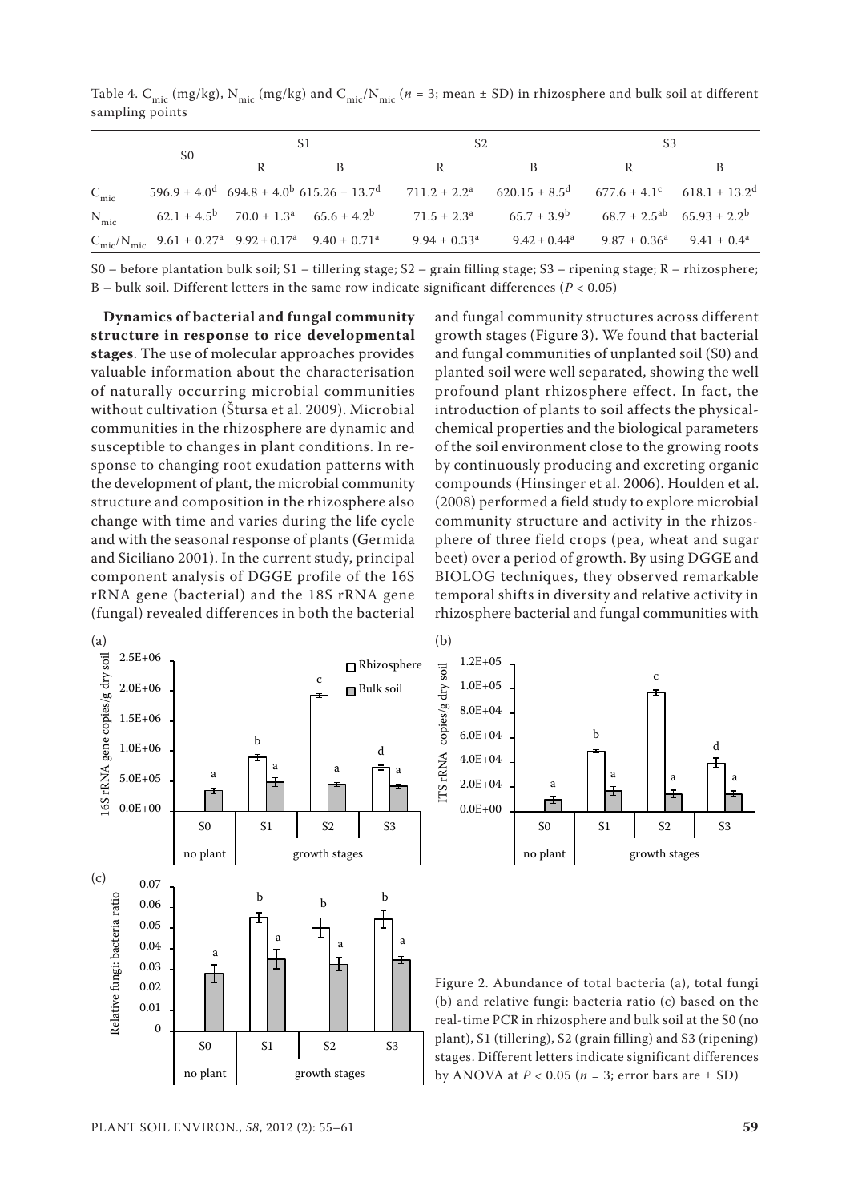Table 4. $C_{mic}$ (mg/kg), $N_{mic}$ (mg/kg) and $C_{mic}/N_{mic}$ ($n$ = 3; mean ± SD) in rhizosphere and bulk soil at different sampling points

| | S0 | S1 | | S2 | | S3 | |
|---|---|---|---|---|---|---|---|
| | | R | B | R | B | R | B |
| $C_{mic}$ | $596.9 \pm 4.0^{d}$ | $694.8 \pm 4.0^{b}$ | $615.26 \pm 13.7^{d}$ | $711.2 \pm 2.2^{a}$ | $620.15 \pm 8.5^{d}$ | $677.6 \pm 4.1^{c}$ | $618.1 \pm 13.2^{d}$ |
| $N_{mic}$ | $62.1 \pm 4.5^{b}$ | $70.0 \pm 1.3^{a}$ | $65.6 \pm 4.2^{b}$ | $71.5 \pm 2.3^{a}$ | $65.7 \pm 3.9^{b}$ | $68.7 \pm 2.5^{ab}$ | $65.93 \pm 2.2^{b}$ |
| $C_{mic}/N_{mic}$ | $9.61 \pm 0.27^{a}$ | $9.92 \pm 0.17^{a}$ | $9.40 \pm 0.71^{a}$ | $9.94 \pm 0.33^{a}$ | $9.42 \pm 0.44^{a}$ | $9.87 \pm 0.36^{a}$ | $9.41 \pm 0.4^{a}$ |

S0 – before plantation bulk soil; S1 – tillering stage; S2 – grain filling stage; S3 – ripening stage; R – rhizosphere; B – bulk soil. Different letters in the same row indicate significant differences ($P$ < 0.05)

**Dynamics of bacterial and fungal community structure in response to rice developmental stages**. The use of molecular approaches provides valuable information about the characterisation of naturally occurring microbial communities without cultivation (Štursa et al. 2009). Microbial communities in the rhizosphere are dynamic and susceptible to changes in plant conditions. In response to changing root exudation patterns with the development of plant, the microbial community structure and composition in the rhizosphere also change with time and varies during the life cycle and with the seasonal response of plants (Germida and Siciliano 2001). In the current study, principal component analysis of DGGE profile of the 16S rRNA gene (bacterial) and the 18S rRNA gene (fungal) revealed differences in both the bacterial and fungal community structures across different growth stages (Figure 3). We found that bacterial and fungal communities of unplanted soil (S0) and planted soil were well separated, showing the well profound plant rhizosphere effect. In fact, the introduction of plants to soil affects the physical-chemical properties and the biological parameters of the soil environment close to the growing roots by continuously producing and excreting organic compounds (Hinsinger et al. 2006). Houlden et al. (2008) performed a field study to explore microbial community structure and activity in the rhizosphere of three field crops (pea, wheat and sugar beet) over a period of growth. By using DGGE and BIOLOG techniques, they observed remarkable temporal shifts in diversity and relative activity in rhizosphere bacterial and fungal communities with

Figure 2. Abundance of total bacteria (a), total fungi (b) and relative fungi: bacteria ratio (c) based on the real-time PCR in rhizosphere and bulk soil at the S0 (no plant), S1 (tillering), S2 (grain filling) and S3 (ripening) stages. Different letters indicate significant differences by ANOVA at $P$ < 0.05 ($n$ = 3; error bars are ± SD)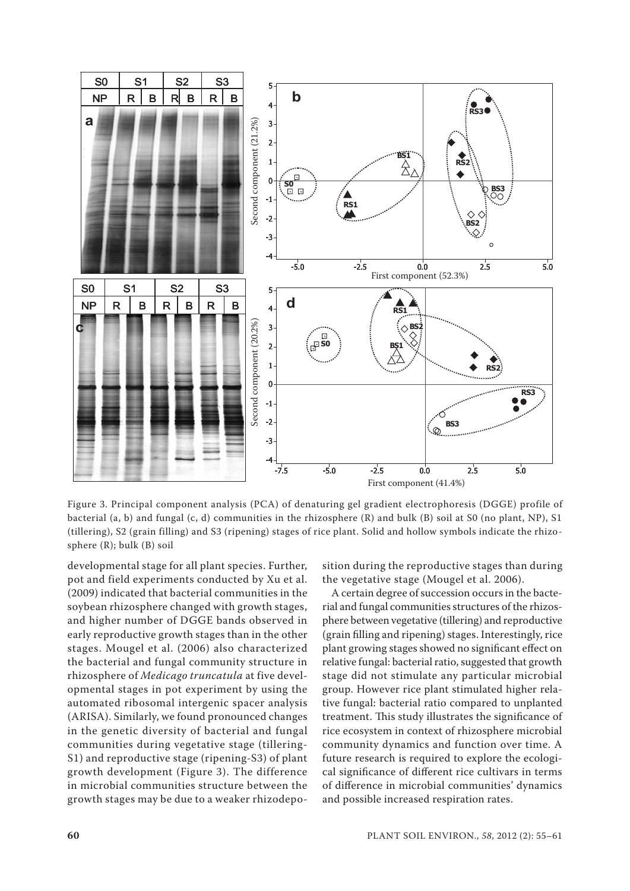Figure 3. Principal component analysis (PCA) of denaturing gel gradient electrophoresis (DGGE) profile of bacterial (a, b) and fungal (c, d) communities in the rhizosphere (R) and bulk (B) soil at S0 (no plant, NP), S1 (tillering), S2 (grain filling) and S3 (ripening) stages of rice plant. Solid and hollow symbols indicate the rhizosphere (R); bulk (B) soil

developmental stage for all plant species. Further, pot and field experiments conducted by Xu et al. (2009) indicated that bacterial communities in the soybean rhizosphere changed with growth stages, and higher number of DGGE bands observed in early reproductive growth stages than in the other stages. Mougel et al. (2006) also characterized the bacterial and fungal community structure in rhizosphere of *Medicago truncatula* at five developmental stages in pot experiment by using the automated ribosomal intergenic spacer analysis (ARISA). Similarly, we found pronounced changes in the genetic diversity of bacterial and fungal communities during vegetative stage (tillering-S1) and reproductive stage (ripening-S3) of plant growth development (Figure 3). The difference in microbial communities structure between the growth stages may be due to a weaker rhizodeposition during the reproductive stages than during the vegetative stage (Mougel et al. 2006).

A certain degree of succession occurs in the bacterial and fungal communities structures of the rhizosphere between vegetative (tillering) and reproductive (grain filling and ripening) stages. Interestingly, rice plant growing stages showed no significant effect on relative fungal: bacterial ratio, suggested that growth stage did not stimulate any particular microbial group. However rice plant stimulated higher relative fungal: bacterial ratio compared to unplanted treatment. This study illustrates the significance of rice ecosystem in context of rhizosphere microbial community dynamics and function over time. A future research is required to explore the ecological significance of different rice cultivars in terms of difference in microbial communities' dynamics and possible increased respiration rates.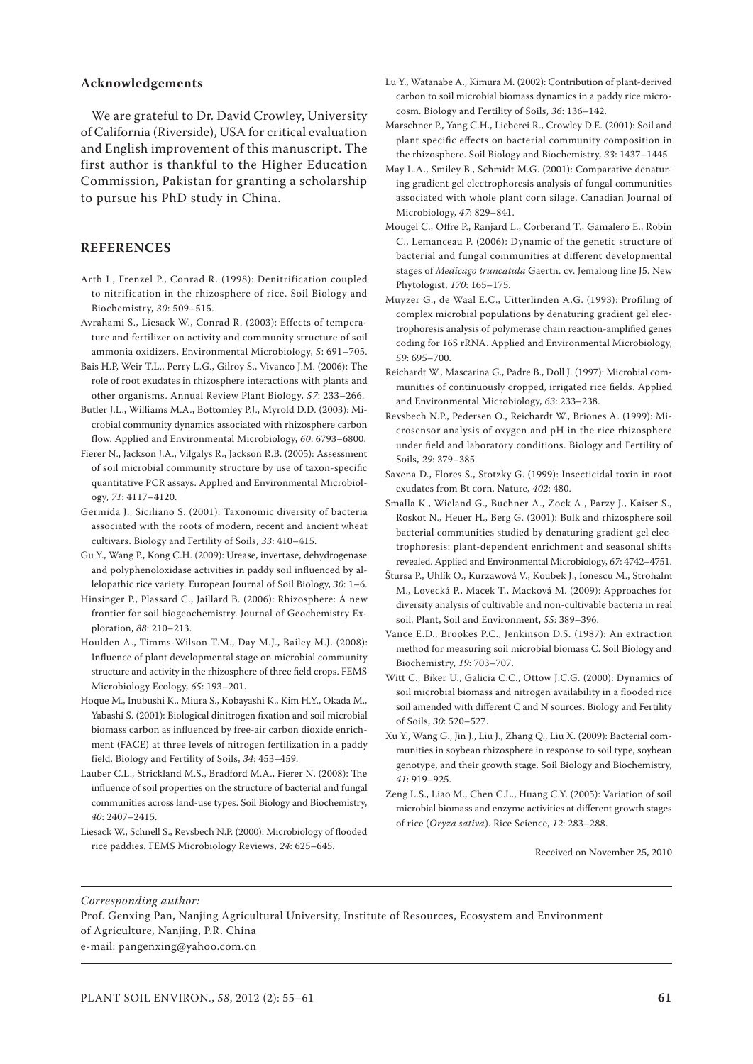## Acknowledgements

We are grateful to Dr. David Crowley, University of California (Riverside), USA for critical evaluation and English improvement of this manuscript. The first author is thankful to the Higher Education Commission, Pakistan for granting a scholarship to pursue his PhD study in China.

## REFERENCES

Arth I., Frenzel P., Conrad R. (1998): Denitrification coupled to nitrification in the rhizosphere of rice. Soil Biology and Biochemistry, *30*: 509–515.

Avrahami S., Liesack W., Conrad R. (2003): Effects of temperature and fertilizer on activity and community structure of soil ammonia oxidizers. Environmental Microbiology, *5*: 691–705.

Bais H.P, Weir T.L., Perry L.G., Gilroy S., Vivanco J.M. (2006): The role of root exudates in rhizosphere interactions with plants and other organisms. Annual Review Plant Biology, *57*: 233–266.

Butler J.L., Williams M.A., Bottomley P.J., Myrold D.D. (2003): Microbial community dynamics associated with rhizosphere carbon flow. Applied and Environmental Microbiology, *60*: 6793–6800.

Fierer N., Jackson J.A., Vilgalys R., Jackson R.B. (2005): Assessment of soil microbial community structure by use of taxon-specific quantitative PCR assays. Applied and Environmental Microbiology, *71*: 4117–4120.

Germida J., Siciliano S. (2001): Taxonomic diversity of bacteria associated with the roots of modern, recent and ancient wheat cultivars. Biology and Fertility of Soils, *33*: 410–415.

Gu Y., Wang P., Kong C.H. (2009): Urease, invertase, dehydrogenase and polyphenoloxidase activities in paddy soil influenced by allelopathic rice variety. European Journal of Soil Biology, *30*: 1–6.

Hinsinger P., Plassard C., Jaillard B. (2006): Rhizosphere: A new frontier for soil biogeochemistry. Journal of Geochemistry Exploration, *88*: 210–213.

Houlden A., Timms-Wilson T.M., Day M.J., Bailey M.J. (2008): Influence of plant developmental stage on microbial community structure and activity in the rhizosphere of three field crops. FEMS Microbiology Ecology, *65*: 193–201.

Hoque M., Inubushi K., Miura S., Kobayashi K., Kim H.Y., Okada M., Yabashi S. (2001): Biological dinitrogen fixation and soil microbial biomass carbon as influenced by free-air carbon dioxide enrichment (FACE) at three levels of nitrogen fertilization in a paddy field. Biology and Fertility of Soils, *34*: 453–459.

Lauber C.L., Strickland M.S., Bradford M.A., Fierer N. (2008): The influence of soil properties on the structure of bacterial and fungal communities across land-use types. Soil Biology and Biochemistry, *40*: 2407–2415.

Liesack W., Schnell S., Revsbech N.P. (2000): Microbiology of flooded rice paddies. FEMS Microbiology Reviews, *24*: 625–645.

Lu Y., Watanabe A., Kimura M. (2002): Contribution of plant-derived carbon to soil microbial biomass dynamics in a paddy rice microcosm. Biology and Fertility of Soils, *36*: 136–142.

Marschner P., Yang C.H., Lieberei R., Crowley D.E. (2001): Soil and plant specific effects on bacterial community composition in the rhizosphere. Soil Biology and Biochemistry, *33*: 1437–1445.

May L.A., Smiley B., Schmidt M.G. (2001): Comparative denaturing gradient gel electrophoresis analysis of fungal communities associated with whole plant corn silage. Canadian Journal of Microbiology, *47*: 829–841.

Mougel C., Offre P., Ranjard L., Corberand T., Gamalero E., Robin C., Lemanceau P. (2006): Dynamic of the genetic structure of bacterial and fungal communities at different developmental stages of *Medicago truncatula* Gaertn. cv. Jemalong line J5. New Phytologist, *170*: 165–175.

Muyzer G., de Waal E.C., Uitterlinden A.G. (1993): Profiling of complex microbial populations by denaturing gradient gel electrophoresis analysis of polymerase chain reaction-amplified genes coding for 16S rRNA. Applied and Environmental Microbiology, *59*: 695–700.

Reichardt W., Mascarina G., Padre B., Doll J. (1997): Microbial communities of continuously cropped, irrigated rice fields. Applied and Environmental Microbiology, *63*: 233–238.

Revsbech N.P., Pedersen O., Reichardt W., Briones A. (1999): Microsensor analysis of oxygen and pH in the rice rhizosphere under field and laboratory conditions. Biology and Fertility of Soils, *29*: 379–385.

Saxena D., Flores S., Stotzky G. (1999): Insecticidal toxin in root exudates from Bt corn. Nature, *402*: 480.

Smalla K., Wieland G., Buchner A., Zock A., Parzy J., Kaiser S., Roskot N., Heuer H., Berg G. (2001): Bulk and rhizosphere soil bacterial communities studied by denaturing gradient gel electrophoresis: plant-dependent enrichment and seasonal shifts revealed. Applied and Environmental Microbiology, *67*: 4742–4751.

Štursa P., Uhlík O., Kurzawová V., Koubek J., Ionescu M., Strohalm M., Lovecká P., Macek T., Macková M. (2009): Approaches for diversity analysis of cultivable and non-cultivable bacteria in real soil. Plant, Soil and Environment, *55*: 389–396.

Vance E.D., Brookes P.C., Jenkinson D.S. (1987): An extraction method for measuring soil microbial biomass C. Soil Biology and Biochemistry, *19*: 703–707.

Witt C., Biker U., Galicia C.C., Ottow J.C.G. (2000): Dynamics of soil microbial biomass and nitrogen availability in a flooded rice soil amended with different C and N sources. Biology and Fertility of Soils, *30*: 520–527.

Xu Y., Wang G., Jin J., Liu J., Zhang Q., Liu X. (2009): Bacterial communities in soybean rhizosphere in response to soil type, soybean genotype, and their growth stage. Soil Biology and Biochemistry, *41*: 919–925.

Zeng L.S., Liao M., Chen C.L., Huang C.Y. (2005): Variation of soil microbial biomass and enzyme activities at different growth stages of rice (*Oryza sativa*). Rice Science, *12*: 283–288.

Received on November 25, 2010

*Corresponding author:*

Prof. Genxing Pan, Nanjing Agricultural University, Institute of Resources, Ecosystem and Environment of Agriculture, Nanjing, P.R. China
e-mail: pangenxing@yahoo.com.cn